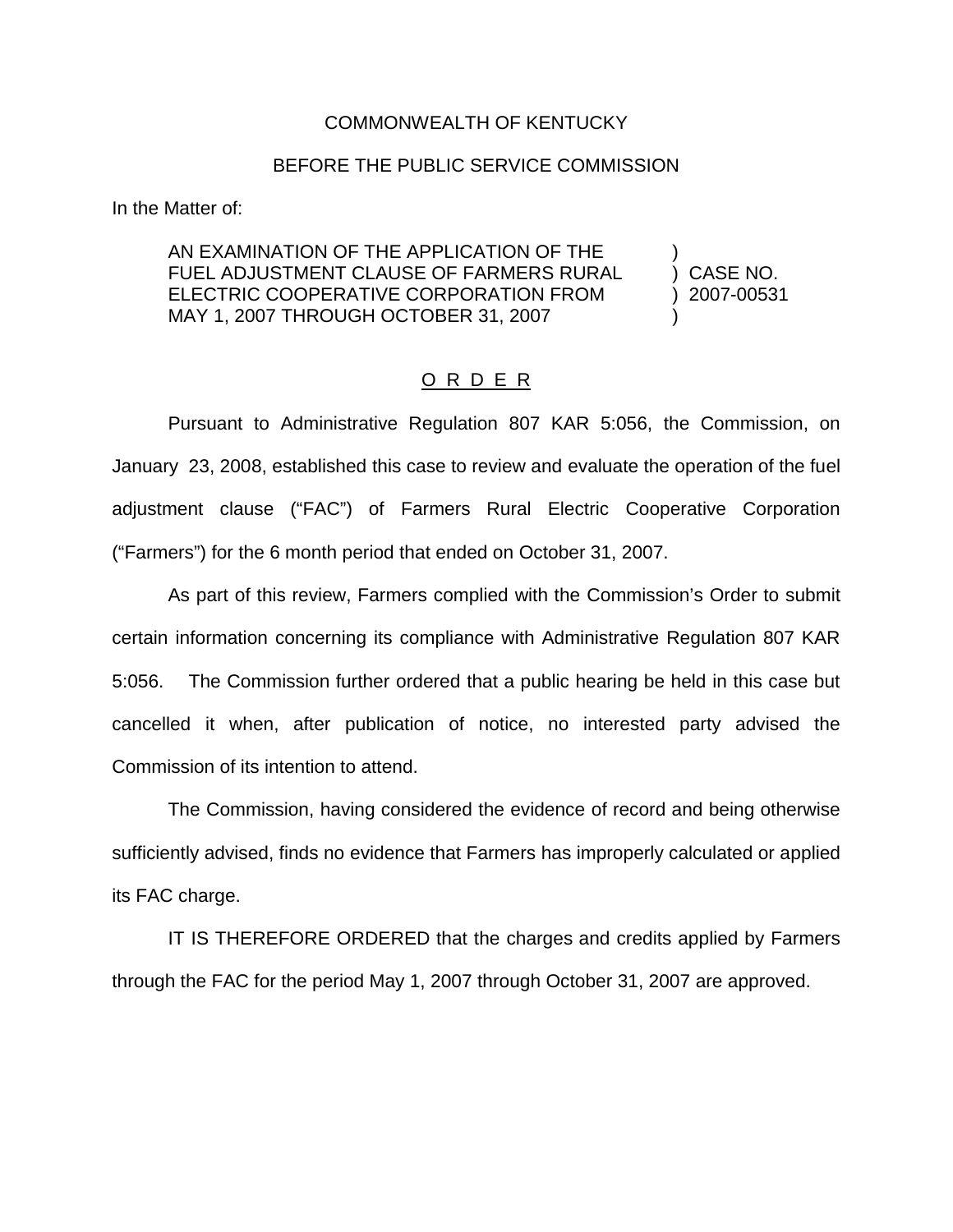COMMONWEALTH OF KENTUCKY

BEFORE THE PUBLIC SERVICE COMMISSION

In the Matter of:

| | |
|---|---|
| AN EXAMINATION OF THE APPLICATION OF THE FUEL ADJUSTMENT CLAUSE OF FARMERS RURAL ELECTRIC COOPERATIVE CORPORATION FROM MAY 1, 2007 THROUGH OCTOBER 31, 2007 | ) CASE NO. 2007-00531 |

## O R D E R

Pursuant to Administrative Regulation 807 KAR 5:056, the Commission, on January 23, 2008, established this case to review and evaluate the operation of the fuel adjustment clause ("FAC") of Farmers Rural Electric Cooperative Corporation ("Farmers") for the 6 month period that ended on October 31, 2007.

As part of this review, Farmers complied with the Commission's Order to submit certain information concerning its compliance with Administrative Regulation 807 KAR 5:056. The Commission further ordered that a public hearing be held in this case but cancelled it when, after publication of notice, no interested party advised the Commission of its intention to attend.

The Commission, having considered the evidence of record and being otherwise sufficiently advised, finds no evidence that Farmers has improperly calculated or applied its FAC charge.

IT IS THEREFORE ORDERED that the charges and credits applied by Farmers through the FAC for the period May 1, 2007 through October 31, 2007 are approved.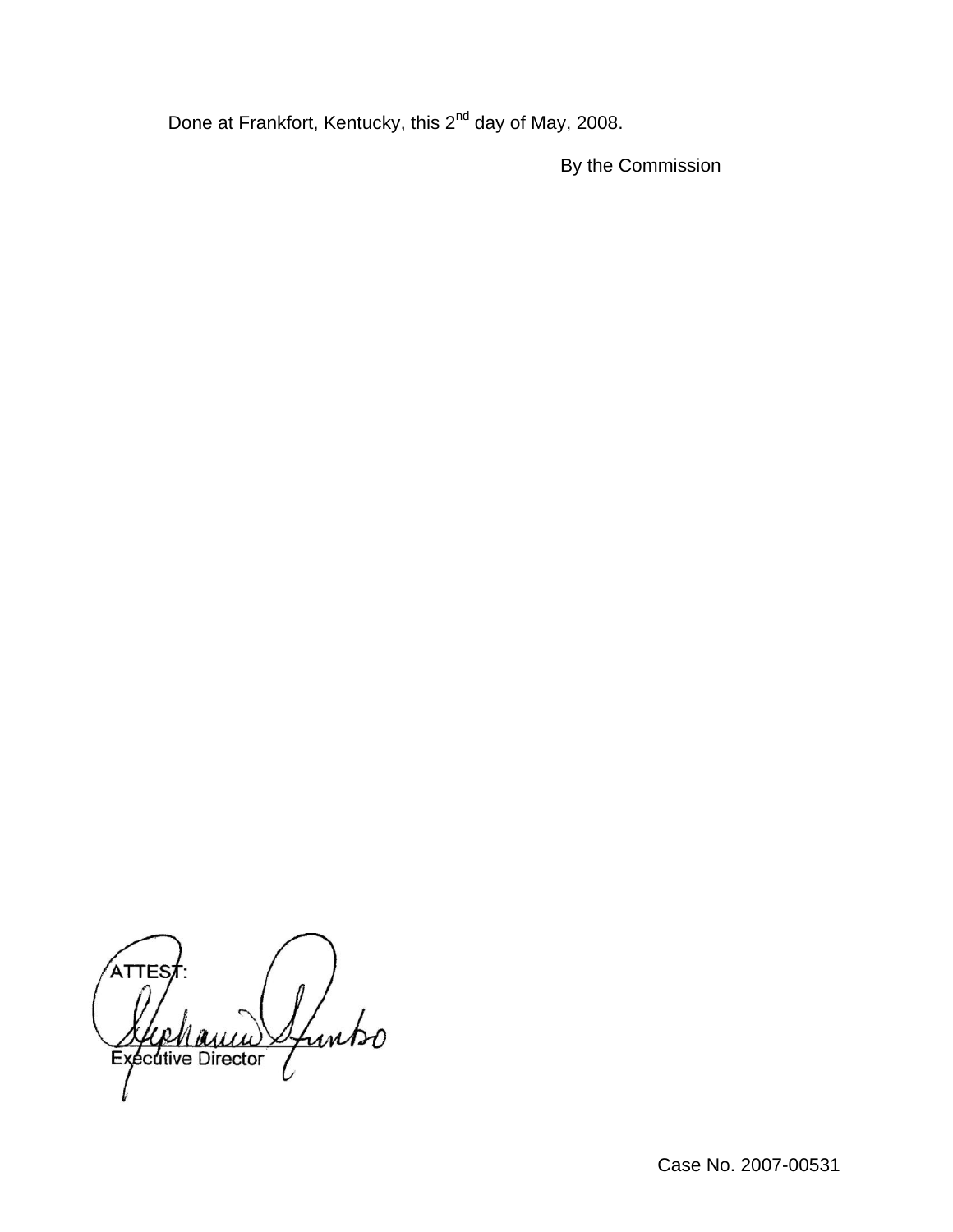Done at Frankfort, Kentucky, this 2nd day of May, 2008.

By the Commission

ATTEST:

Executive Director

Case No. 2007-00531